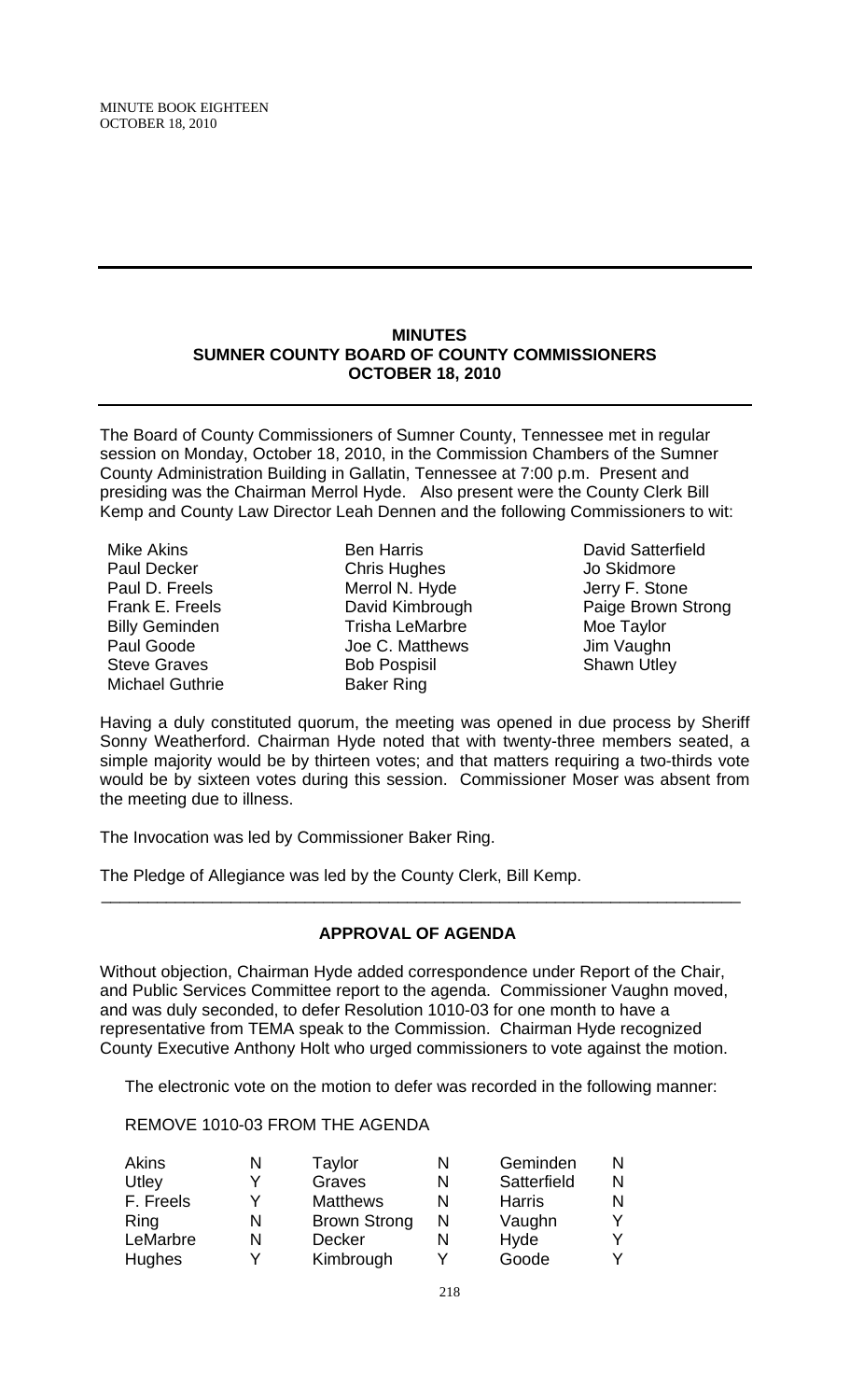MINUTE BOOK EIGHTEEN
OCTOBER 18, 2010

## MINUTES
## SUMNER COUNTY BOARD OF COUNTY COMMISSIONERS
## OCTOBER 18, 2010

The Board of County Commissioners of Sumner County, Tennessee met in regular session on Monday, October 18, 2010, in the Commission Chambers of the Sumner County Administration Building in Gallatin, Tennessee at 7:00 p.m. Present and presiding was the Chairman Merrol Hyde. Also present were the County Clerk Bill Kemp and County Law Director Leah Dennen and the following Commissioners to wit:

| | | |
|---|---|---|
| Mike Akins | Ben Harris | David Satterfield |
| Paul Decker | Chris Hughes | Jo Skidmore |
| Paul D. Freels | Merrol N. Hyde | Jerry F. Stone |
| Frank E. Freels | David Kimbrough | Paige Brown Strong |
| Billy Geminden | Trisha LeMarbre | Moe Taylor |
| Paul Goode | Joe C. Matthews | Jim Vaughn |
| Steve Graves | Bob Pospisil | Shawn Utley |
| Michael Guthrie | Baker Ring | |

Having a duly constituted quorum, the meeting was opened in due process by Sheriff Sonny Weatherford. Chairman Hyde noted that with twenty-three members seated, a simple majority would be by thirteen votes; and that matters requiring a two-thirds vote would be by sixteen votes during this session. Commissioner Moser was absent from the meeting due to illness.

The Invocation was led by Commissioner Baker Ring.

The Pledge of Allegiance was led by the County Clerk, Bill Kemp.

---

### APPROVAL OF AGENDA

Without objection, Chairman Hyde added correspondence under Report of the Chair, and Public Services Committee report to the agenda. Commissioner Vaughn moved, and was duly seconded, to defer Resolution 1010-03 for one month to have a representative from TEMA speak to the Commission. Chairman Hyde recognized County Executive Anthony Holt who urged commissioners to vote against the motion.

The electronic vote on the motion to defer was recorded in the following manner:

REMOVE 1010-03 FROM THE AGENDA

| | | | | | |
|---|---|---|---|---|---|
| Akins | N | Taylor | N | Geminden | N |
| Utley | Y | Graves | N | Satterfield | N |
| F. Freels | Y | Matthews | N | Harris | N |
| Ring | N | Brown Strong | N | Vaughn | Y |
| LeMarbre | N | Decker | N | Hyde | Y |
| Hughes | Y | Kimbrough | Y | Goode | Y |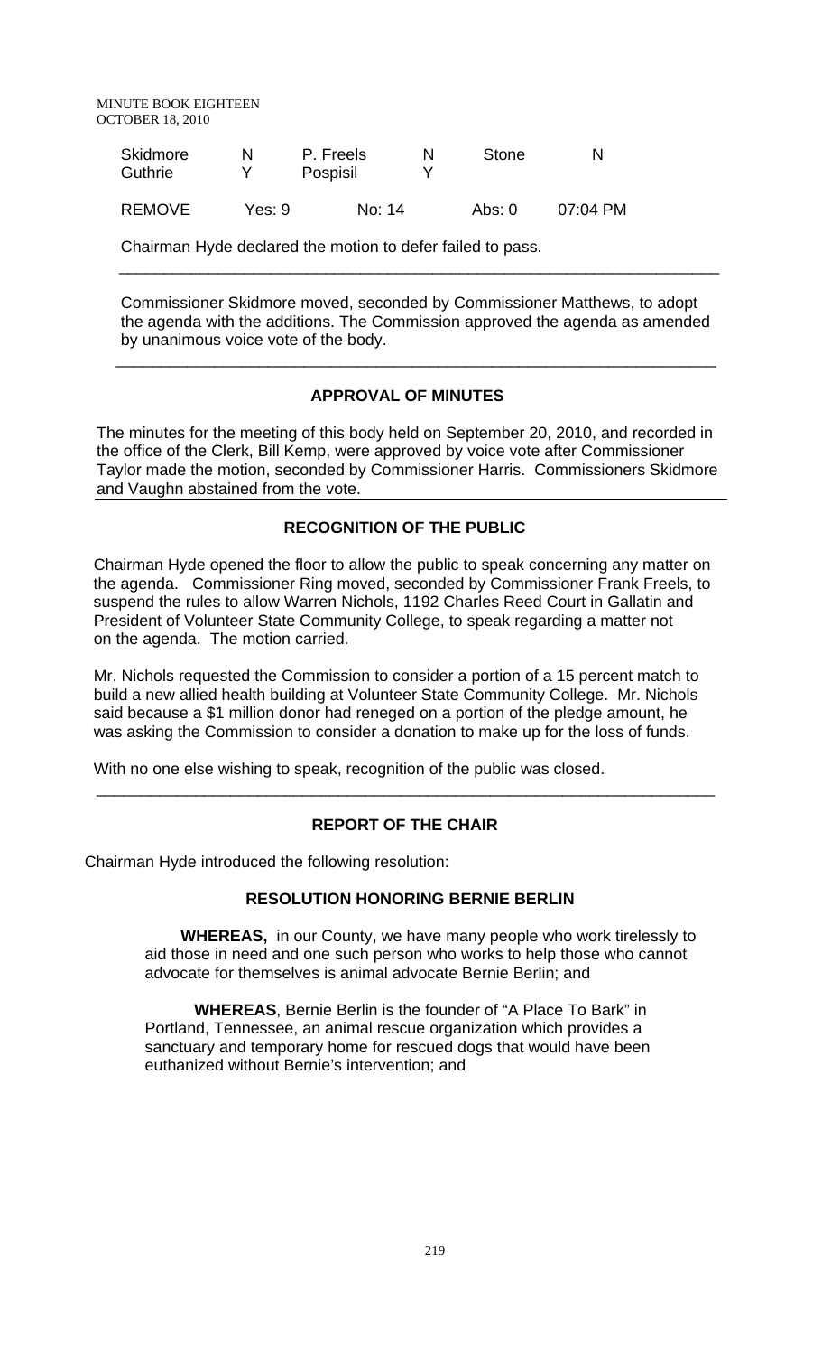| Skidmore | N | P. Freels | N | Stone | N |
|---|---|---|---|---|---|
| Guthrie | Y | Pospisil | Y | | |

| REMOVE | Yes: 9 | No: 14 | Abs: 0 | 07:04 PM |
|---|---|---|---|---|

Chairman Hyde declared the motion to defer failed to pass.

---

Commissioner Skidmore moved, seconded by Commissioner Matthews, to adopt the agenda with the additions. The Commission approved the agenda as amended by unanimous voice vote of the body.

---

## APPROVAL OF MINUTES

The minutes for the meeting of this body held on September 20, 2010, and recorded in the office of the Clerk, Bill Kemp, were approved by voice vote after Commissioner Taylor made the motion, seconded by Commissioner Harris. Commissioners Skidmore and Vaughn abstained from the vote.

## RECOGNITION OF THE PUBLIC

Chairman Hyde opened the floor to allow the public to speak concerning any matter on the agenda. Commissioner Ring moved, seconded by Commissioner Frank Freels, to suspend the rules to allow Warren Nichols, 1192 Charles Reed Court in Gallatin and President of Volunteer State Community College, to speak regarding a matter not on the agenda. The motion carried.

Mr. Nichols requested the Commission to consider a portion of a 15 percent match to build a new allied health building at Volunteer State Community College. Mr. Nichols said because a $1 million donor had reneged on a portion of the pledge amount, he was asking the Commission to consider a donation to make up for the loss of funds.

With no one else wishing to speak, recognition of the public was closed.

---

## REPORT OF THE CHAIR

Chairman Hyde introduced the following resolution:

### RESOLUTION HONORING BERNIE BERLIN

**WHEREAS,** in our County, we have many people who work tirelessly to aid those in need and one such person who works to help those who cannot advocate for themselves is animal advocate Bernie Berlin; and

**WHEREAS**, Bernie Berlin is the founder of "A Place To Bark" in Portland, Tennessee, an animal rescue organization which provides a sanctuary and temporary home for rescued dogs that would have been euthanized without Bernie's intervention; and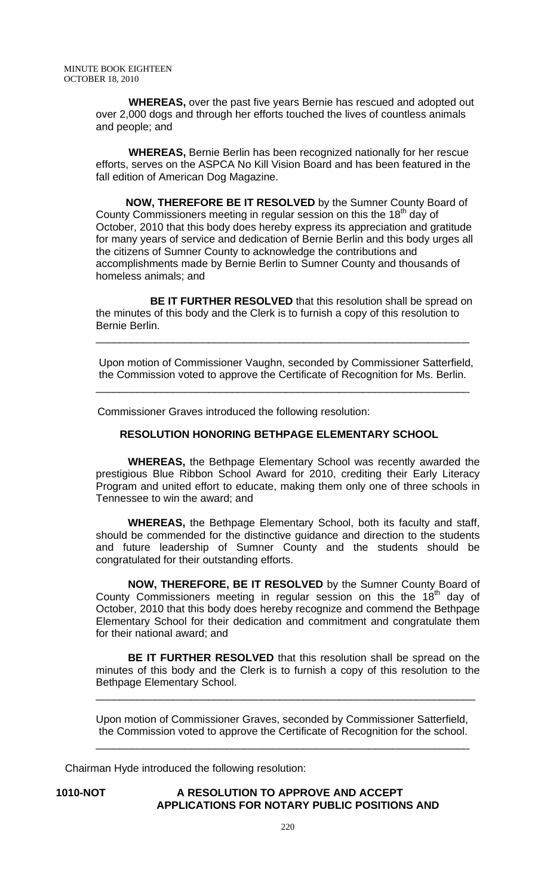**WHEREAS,** over the past five years Bernie has rescued and adopted out over 2,000 dogs and through her efforts touched the lives of countless animals and people; and

**WHEREAS,** Bernie Berlin has been recognized nationally for her rescue efforts, serves on the ASPCA No Kill Vision Board and has been featured in the fall edition of American Dog Magazine.

**NOW, THEREFORE BE IT RESOLVED** by the Sumner County Board of County Commissioners meeting in regular session on this the 18th day of October, 2010 that this body does hereby express its appreciation and gratitude for many years of service and dedication of Bernie Berlin and this body urges all the citizens of Sumner County to acknowledge the contributions and accomplishments made by Bernie Berlin to Sumner County and thousands of homeless animals; and

**BE IT FURTHER RESOLVED** that this resolution shall be spread on the minutes of this body and the Clerk is to furnish a copy of this resolution to Bernie Berlin.

---

Upon motion of Commissioner Vaughn, seconded by Commissioner Satterfield, the Commission voted to approve the Certificate of Recognition for Ms. Berlin.

---

Commissioner Graves introduced the following resolution:

**RESOLUTION HONORING BETHPAGE ELEMENTARY SCHOOL**

**WHEREAS,** the Bethpage Elementary School was recently awarded the prestigious Blue Ribbon School Award for 2010, crediting their Early Literacy Program and united effort to educate, making them only one of three schools in Tennessee to win the award; and

**WHEREAS,** the Bethpage Elementary School, both its faculty and staff, should be commended for the distinctive guidance and direction to the students and future leadership of Sumner County and the students should be congratulated for their outstanding efforts.

**NOW, THEREFORE, BE IT RESOLVED** by the Sumner County Board of County Commissioners meeting in regular session on this the 18th day of October, 2010 that this body does hereby recognize and commend the Bethpage Elementary School for their dedication and commitment and congratulate them for their national award; and

**BE IT FURTHER RESOLVED** that this resolution shall be spread on the minutes of this body and the Clerk is to furnish a copy of this resolution to the Bethpage Elementary School.

---

Upon motion of Commissioner Graves, seconded by Commissioner Satterfield, the Commission voted to approve the Certificate of Recognition for the school.

---

Chairman Hyde introduced the following resolution:

**1010-NOT A RESOLUTION TO APPROVE AND ACCEPT APPLICATIONS FOR NOTARY PUBLIC POSITIONS AND**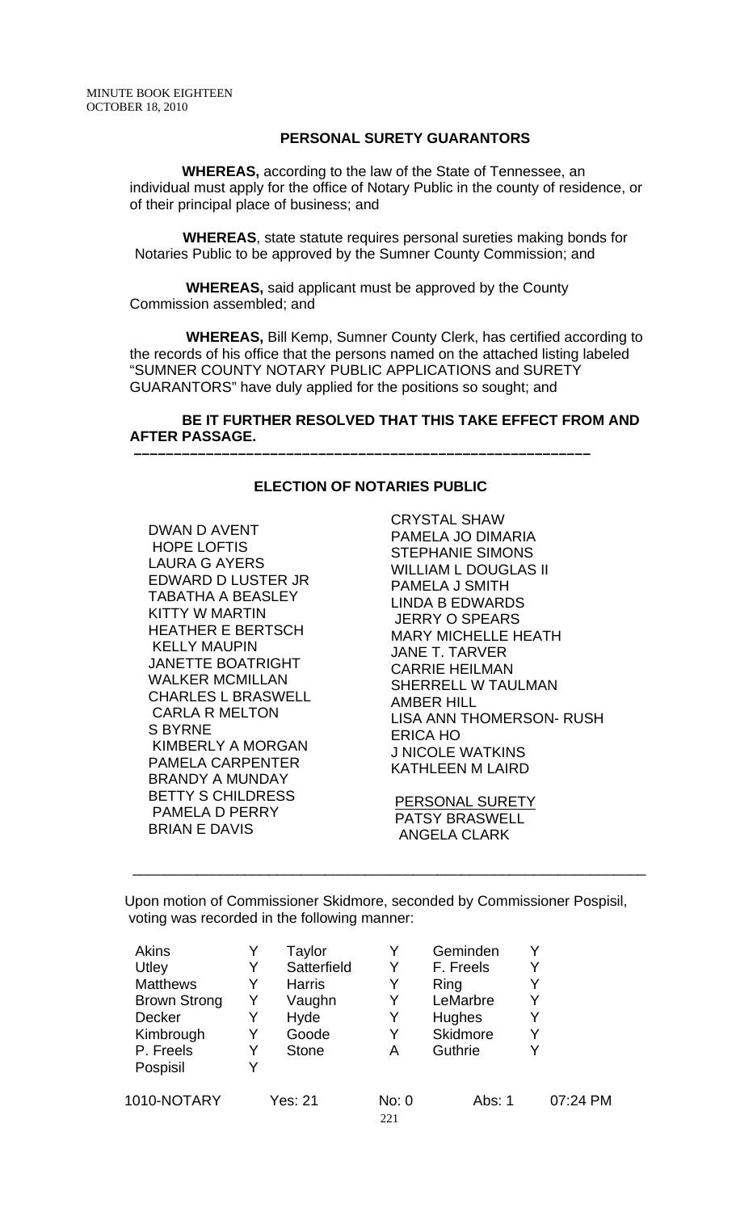## PERSONAL SURETY GUARANTORS

**WHEREAS,** according to the law of the State of Tennessee, an individual must apply for the office of Notary Public in the county of residence, or of their principal place of business; and

**WHEREAS**, state statute requires personal sureties making bonds for Notaries Public to be approved by the Sumner County Commission; and

**WHEREAS,** said applicant must be approved by the County Commission assembled; and

**WHEREAS,** Bill Kemp, Sumner County Clerk, has certified according to the records of his office that the persons named on the attached listing labeled "SUMNER COUNTY NOTARY PUBLIC APPLICATIONS and SURETY GUARANTORS" have duly applied for the positions so sought; and

**BE IT FURTHER RESOLVED THAT THIS TAKE EFFECT FROM AND AFTER PASSAGE.**

---

## ELECTION OF NOTARIES PUBLIC

DWAN D AVENT
HOPE LOFTIS
LAURA G AYERS
EDWARD D LUSTER JR
TABATHA A BEASLEY
KITTY W MARTIN
HEATHER E BERTSCH
KELLY MAUPIN
JANETTE BOATRIGHT
WALKER MCMILLAN
CHARLES L BRASWELL
CARLA R MELTON
S BYRNE
KIMBERLY A MORGAN
PAMELA CARPENTER
BRANDY A MUNDAY
BETTY S CHILDRESS
PAMELA D PERRY
BRIAN E DAVIS
CRYSTAL SHAW
PAMELA JO DIMARIA
STEPHANIE SIMONS
WILLIAM L DOUGLAS II
PAMELA J SMITH
LINDA B EDWARDS
JERRY O SPEARS
MARY MICHELLE HEATH
JANE T. TARVER
CARRIE HEILMAN
SHERRELL W TAULMAN
AMBER HILL
LISA ANN THOMERSON- RUSH
ERICA HO
J NICOLE WATKINS
KATHLEEN M LAIRD

PERSONAL SURETY
PATSY BRASWELL
ANGELA CLARK

---

Upon motion of Commissioner Skidmore, seconded by Commissioner Pospisil, voting was recorded in the following manner:

| | | | | | |
|---|---|---|---|---|---|
| Akins | Y | Taylor | Y | Geminden | Y |
| Utley | Y | Satterfield | Y | F. Freels | Y |
| Matthews | Y | Harris | Y | Ring | Y |
| Brown Strong | Y | Vaughn | Y | LeMarbre | Y |
| Decker | Y | Hyde | Y | Hughes | Y |
| Kimbrough | Y | Goode | Y | Skidmore | Y |
| P. Freels | Y | Stone | A | Guthrie | Y |
| Pospisil | Y | | | | |

1010-NOTARY Yes: 21 No: 0 Abs: 1 07:24 PM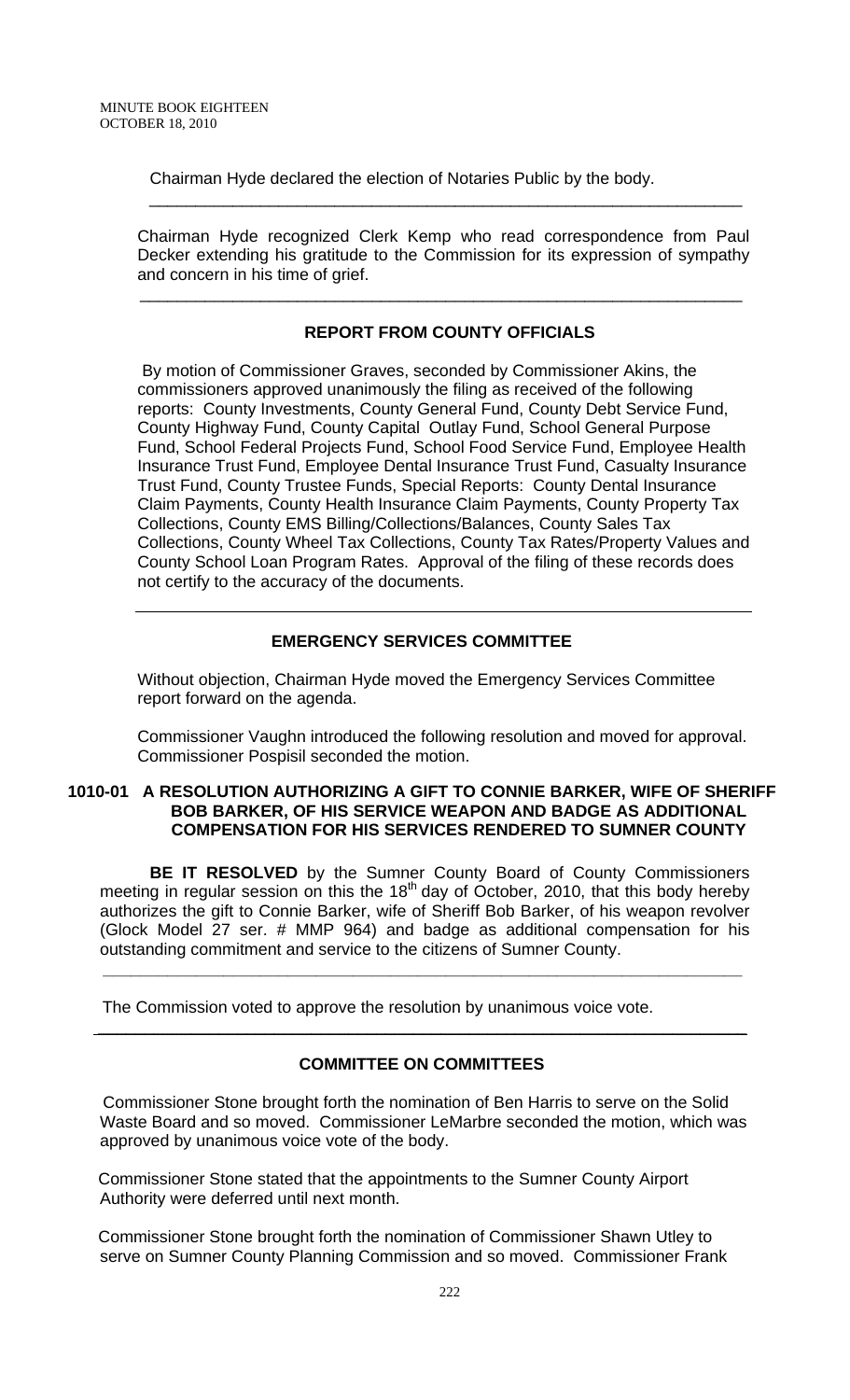Chairman Hyde declared the election of Notaries Public by the body.

---

Chairman Hyde recognized Clerk Kemp who read correspondence from Paul Decker extending his gratitude to the Commission for its expression of sympathy and concern in his time of grief.

---

## REPORT FROM COUNTY OFFICIALS

By motion of Commissioner Graves, seconded by Commissioner Akins, the commissioners approved unanimously the filing as received of the following reports: County Investments, County General Fund, County Debt Service Fund, County Highway Fund, County Capital Outlay Fund, School General Purpose Fund, School Federal Projects Fund, School Food Service Fund, Employee Health Insurance Trust Fund, Employee Dental Insurance Trust Fund, Casualty Insurance Trust Fund, County Trustee Funds, Special Reports: County Dental Insurance Claim Payments, County Health Insurance Claim Payments, County Property Tax Collections, County EMS Billing/Collections/Balances, County Sales Tax Collections, County Wheel Tax Collections, County Tax Rates/Property Values and County School Loan Program Rates. Approval of the filing of these records does not certify to the accuracy of the documents.

---

## EMERGENCY SERVICES COMMITTEE

Without objection, Chairman Hyde moved the Emergency Services Committee report forward on the agenda.

Commissioner Vaughn introduced the following resolution and moved for approval. Commissioner Pospisil seconded the motion.

### 1010-01 A RESOLUTION AUTHORIZING A GIFT TO CONNIE BARKER, WIFE OF SHERIFF BOB BARKER, OF HIS SERVICE WEAPON AND BADGE AS ADDITIONAL COMPENSATION FOR HIS SERVICES RENDERED TO SUMNER COUNTY

**BE IT RESOLVED** by the Sumner County Board of County Commissioners meeting in regular session on this the 18th day of October, 2010, that this body hereby authorizes the gift to Connie Barker, wife of Sheriff Bob Barker, of his weapon revolver (Glock Model 27 ser. # MMP 964) and badge as additional compensation for his outstanding commitment and service to the citizens of Sumner County.

---

The Commission voted to approve the resolution by unanimous voice vote.

---

## COMMITTEE ON COMMITTEES

Commissioner Stone brought forth the nomination of Ben Harris to serve on the Solid Waste Board and so moved. Commissioner LeMarbre seconded the motion, which was approved by unanimous voice vote of the body.

Commissioner Stone stated that the appointments to the Sumner County Airport Authority were deferred until next month.

Commissioner Stone brought forth the nomination of Commissioner Shawn Utley to serve on Sumner County Planning Commission and so moved. Commissioner Frank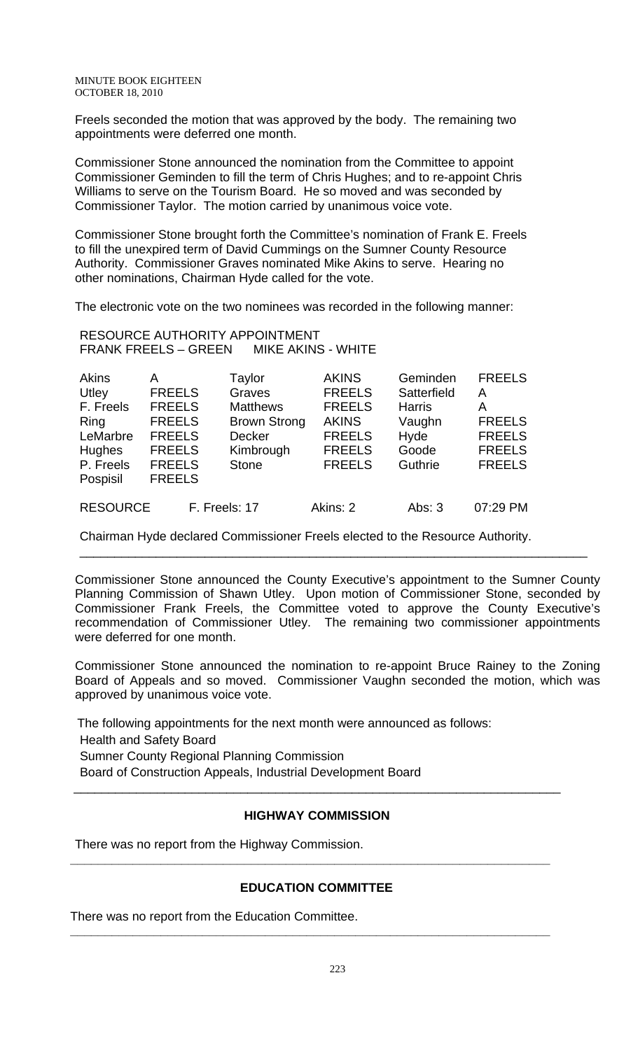Freels seconded the motion that was approved by the body. The remaining two appointments were deferred one month.

Commissioner Stone announced the nomination from the Committee to appoint Commissioner Geminden to fill the term of Chris Hughes; and to re-appoint Chris Williams to serve on the Tourism Board. He so moved and was seconded by Commissioner Taylor. The motion carried by unanimous voice vote.

Commissioner Stone brought forth the Committee's nomination of Frank E. Freels to fill the unexpired term of David Cummings on the Sumner County Resource Authority. Commissioner Graves nominated Mike Akins to serve. Hearing no other nominations, Chairman Hyde called for the vote.

The electronic vote on the two nominees was recorded in the following manner:

RESOURCE AUTHORITY APPOINTMENT
FRANK FREELS – GREEN MIKE AKINS - WHITE

| | | | | | |
|---|---|---|---|---|---|
| Akins | A | Taylor | AKINS | Geminden | FREELS |
| Utley | FREELS | Graves | FREELS | Satterfield | A |
| F. Freels | FREELS | Matthews | FREELS | Harris | A |
| Ring | FREELS | Brown Strong | AKINS | Vaughn | FREELS |
| LeMarbre | FREELS | Decker | FREELS | Hyde | FREELS |
| Hughes | FREELS | Kimbrough | FREELS | Goode | FREELS |
| P. Freels | FREELS | Stone | FREELS | Guthrie | FREELS |
| Pospisil | FREELS | | | | |

RESOURCE F. Freels: 17 Akins: 2 Abs: 3 07:29 PM

Chairman Hyde declared Commissioner Freels elected to the Resource Authority.

---

Commissioner Stone announced the County Executive's appointment to the Sumner County Planning Commission of Shawn Utley. Upon motion of Commissioner Stone, seconded by Commissioner Frank Freels, the Committee voted to approve the County Executive's recommendation of Commissioner Utley. The remaining two commissioner appointments were deferred for one month.

Commissioner Stone announced the nomination to re-appoint Bruce Rainey to the Zoning Board of Appeals and so moved. Commissioner Vaughn seconded the motion, which was approved by unanimous voice vote.

The following appointments for the next month were announced as follows:
Health and Safety Board
Sumner County Regional Planning Commission
Board of Construction Appeals, Industrial Development Board

---

## HIGHWAY COMMISSION

There was no report from the Highway Commission.

---

## EDUCATION COMMITTEE

There was no report from the Education Committee.

---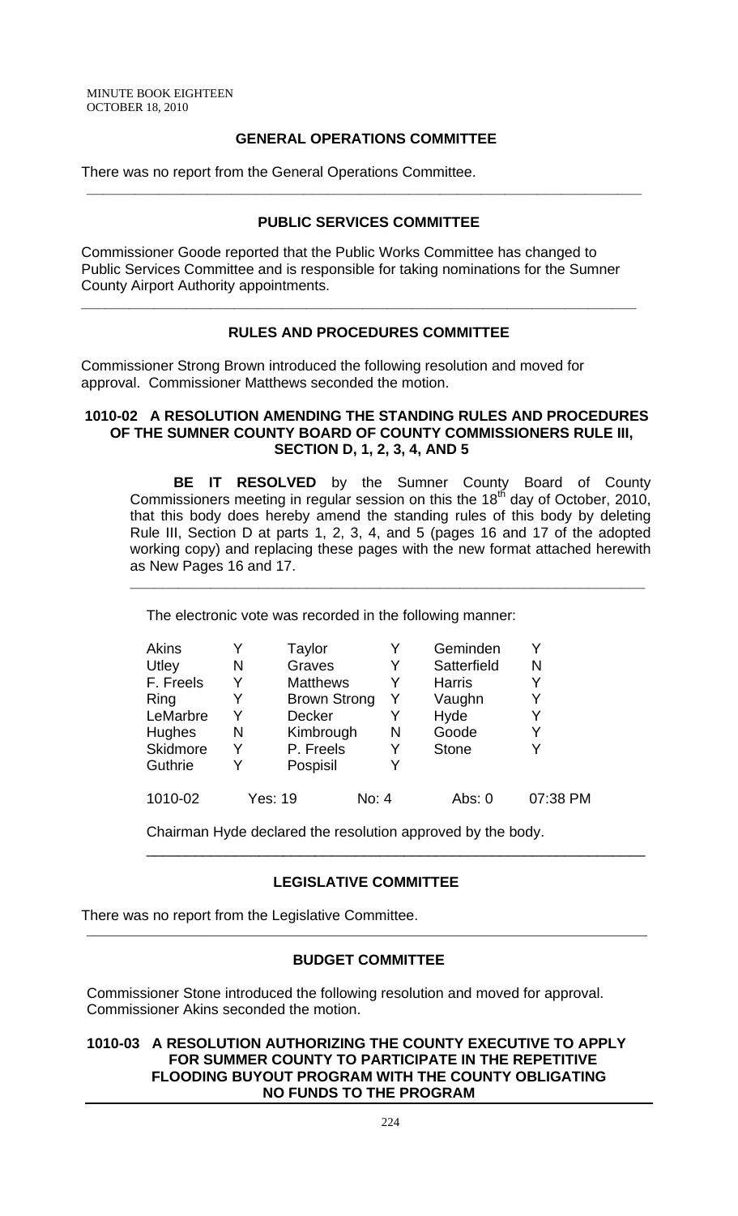## GENERAL OPERATIONS COMMITTEE

There was no report from the General Operations Committee.

---

## PUBLIC SERVICES COMMITTEE

Commissioner Goode reported that the Public Works Committee has changed to Public Services Committee and is responsible for taking nominations for the Sumner County Airport Authority appointments.

---

## RULES AND PROCEDURES COMMITTEE

Commissioner Strong Brown introduced the following resolution and moved for approval. Commissioner Matthews seconded the motion.

### 1010-02 A RESOLUTION AMENDING THE STANDING RULES AND PROCEDURES OF THE SUMNER COUNTY BOARD OF COUNTY COMMISSIONERS RULE III, SECTION D, 1, 2, 3, 4, AND 5

**BE IT RESOLVED** by the Sumner County Board of County Commissioners meeting in regular session on this the 18th day of October, 2010, that this body does hereby amend the standing rules of this body by deleting Rule III, Section D at parts 1, 2, 3, 4, and 5 (pages 16 and 17 of the adopted working copy) and replacing these pages with the new format attached herewith as New Pages 16 and 17.

---

The electronic vote was recorded in the following manner:

| | | | | | |
|---|---|---|---|---|---|
| Akins | Y | Taylor | Y | Geminden | Y |
| Utley | N | Graves | Y | Satterfield | N |
| F. Freels | Y | Matthews | Y | Harris | Y |
| Ring | Y | Brown Strong | Y | Vaughn | Y |
| LeMarbre | Y | Decker | Y | Hyde | Y |
| Hughes | N | Kimbrough | N | Goode | Y |
| Skidmore | Y | P. Freels | Y | Stone | Y |
| Guthrie | Y | Pospisil | Y | | |
| 1010-02 | Yes: 19 | No: 4 | | Abs: 0 | 07:38 PM |

Chairman Hyde declared the resolution approved by the body.

---

## LEGISLATIVE COMMITTEE

There was no report from the Legislative Committee.

---

## BUDGET COMMITTEE

Commissioner Stone introduced the following resolution and moved for approval. Commissioner Akins seconded the motion.

### 1010-03 A RESOLUTION AUTHORIZING THE COUNTY EXECUTIVE TO APPLY FOR SUMMER COUNTY TO PARTICIPATE IN THE REPETITIVE FLOODING BUYOUT PROGRAM WITH THE COUNTY OBLIGATING NO FUNDS TO THE PROGRAM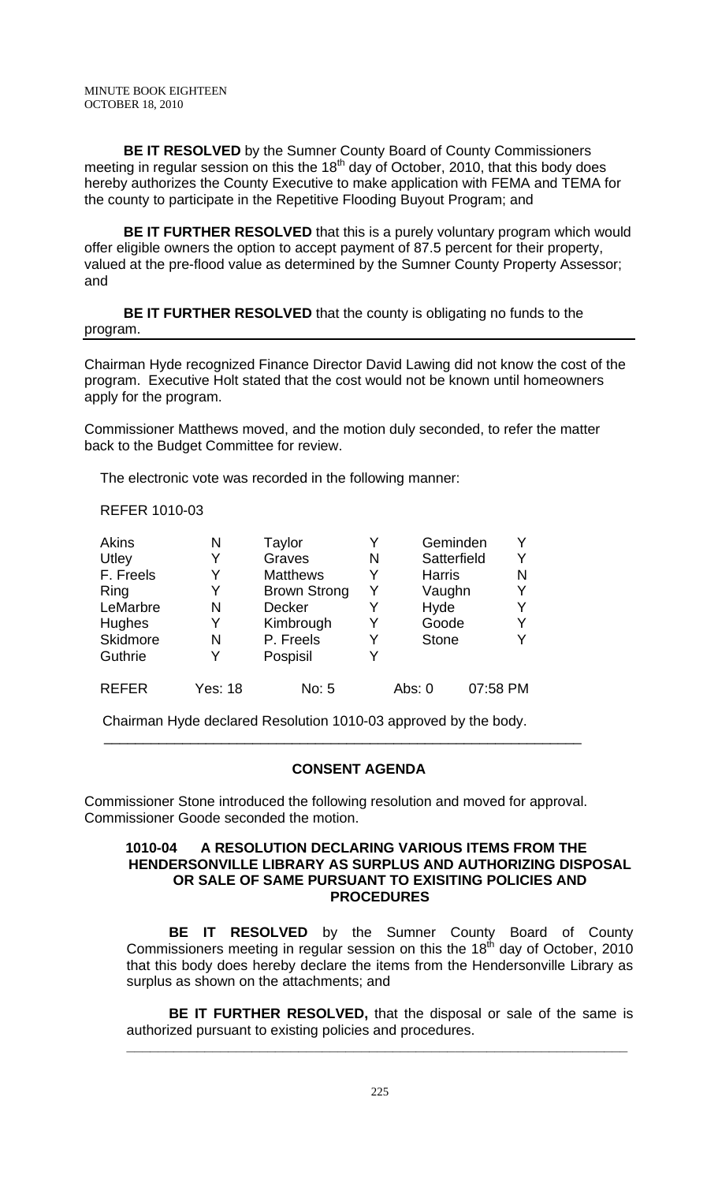**BE IT RESOLVED** by the Sumner County Board of County Commissioners meeting in regular session on this the 18th day of October, 2010, that this body does hereby authorizes the County Executive to make application with FEMA and TEMA for the county to participate in the Repetitive Flooding Buyout Program; and

**BE IT FURTHER RESOLVED** that this is a purely voluntary program which would offer eligible owners the option to accept payment of 87.5 percent for their property, valued at the pre-flood value as determined by the Sumner County Property Assessor; and

**BE IT FURTHER RESOLVED** that the county is obligating no funds to the program.

---

Chairman Hyde recognized Finance Director David Lawing did not know the cost of the program. Executive Holt stated that the cost would not be known until homeowners apply for the program.

Commissioner Matthews moved, and the motion duly seconded, to refer the matter back to the Budget Committee for review.

The electronic vote was recorded in the following manner:

REFER 1010-03

| | | | | | |
|---|---|---|---|---|---|
| Akins | N | Taylor | Y | Geminden | Y |
| Utley | Y | Graves | N | Satterfield | Y |
| F. Freels | Y | Matthews | Y | Harris | N |
| Ring | Y | Brown Strong | Y | Vaughn | Y |
| LeMarbre | N | Decker | Y | Hyde | Y |
| Hughes | Y | Kimbrough | Y | Goode | Y |
| Skidmore | N | P. Freels | Y | Stone | Y |
| Guthrie | Y | Pospisil | Y | | |
| REFER | Yes: 18 | No: 5 | | Abs: 0 | 07:58 PM |

Chairman Hyde declared Resolution 1010-03 approved by the body.

---

## CONSENT AGENDA

Commissioner Stone introduced the following resolution and moved for approval. Commissioner Goode seconded the motion.

### 1010-04 A RESOLUTION DECLARING VARIOUS ITEMS FROM THE HENDERSONVILLE LIBRARY AS SURPLUS AND AUTHORIZING DISPOSAL OR SALE OF SAME PURSUANT TO EXISITING POLICIES AND PROCEDURES

**BE IT RESOLVED** by the Sumner County Board of County Commissioners meeting in regular session on this the 18th day of October, 2010 that this body does hereby declare the items from the Hendersonville Library as surplus as shown on the attachments; and

**BE IT FURTHER RESOLVED,** that the disposal or sale of the same is authorized pursuant to existing policies and procedures.

---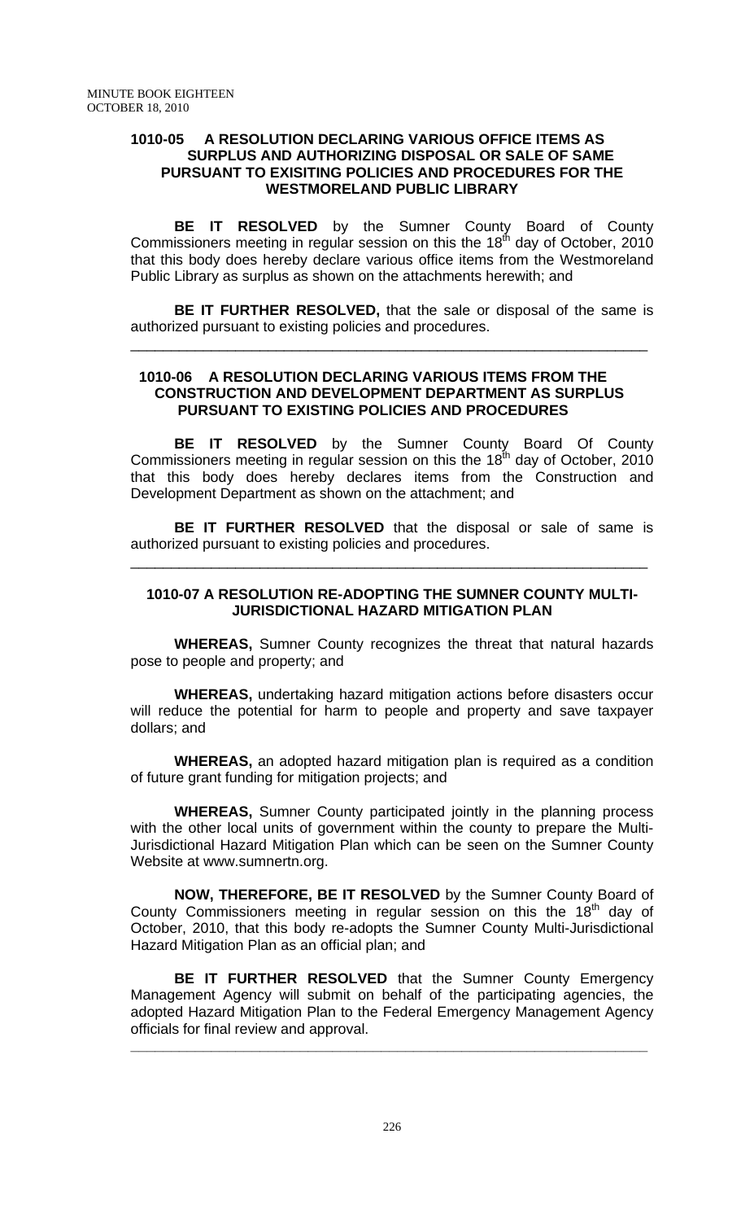### 1010-05 A RESOLUTION DECLARING VARIOUS OFFICE ITEMS AS SURPLUS AND AUTHORIZING DISPOSAL OR SALE OF SAME PURSUANT TO EXISITING POLICIES AND PROCEDURES FOR THE WESTMORELAND PUBLIC LIBRARY

**BE IT RESOLVED** by the Sumner County Board of County Commissioners meeting in regular session on this the 18th day of October, 2010 that this body does hereby declare various office items from the Westmoreland Public Library as surplus as shown on the attachments herewith; and

**BE IT FURTHER RESOLVED,** that the sale or disposal of the same is authorized pursuant to existing policies and procedures.

---

### 1010-06 A RESOLUTION DECLARING VARIOUS ITEMS FROM THE CONSTRUCTION AND DEVELOPMENT DEPARTMENT AS SURPLUS PURSUANT TO EXISTING POLICIES AND PROCEDURES

**BE IT RESOLVED** by the Sumner County Board Of County Commissioners meeting in regular session on this the 18th day of October, 2010 that this body does hereby declares items from the Construction and Development Department as shown on the attachment; and

**BE IT FURTHER RESOLVED** that the disposal or sale of same is authorized pursuant to existing policies and procedures.

---

### 1010-07 A RESOLUTION RE-ADOPTING THE SUMNER COUNTY MULTI-JURISDICTIONAL HAZARD MITIGATION PLAN

**WHEREAS,** Sumner County recognizes the threat that natural hazards pose to people and property; and

**WHEREAS,** undertaking hazard mitigation actions before disasters occur will reduce the potential for harm to people and property and save taxpayer dollars; and

**WHEREAS,** an adopted hazard mitigation plan is required as a condition of future grant funding for mitigation projects; and

**WHEREAS,** Sumner County participated jointly in the planning process with the other local units of government within the county to prepare the Multi-Jurisdictional Hazard Mitigation Plan which can be seen on the Sumner County Website at www.sumnertn.org.

**NOW, THEREFORE, BE IT RESOLVED** by the Sumner County Board of County Commissioners meeting in regular session on this the 18th day of October, 2010, that this body re-adopts the Sumner County Multi-Jurisdictional Hazard Mitigation Plan as an official plan; and

**BE IT FURTHER RESOLVED** that the Sumner County Emergency Management Agency will submit on behalf of the participating agencies, the adopted Hazard Mitigation Plan to the Federal Emergency Management Agency officials for final review and approval.

---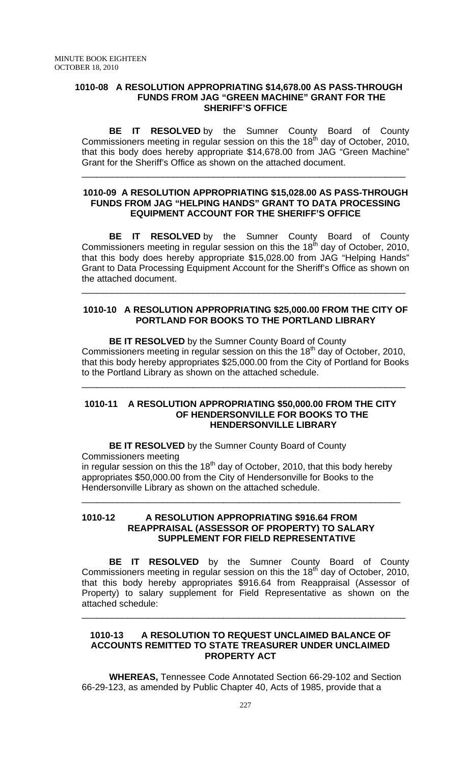**1010-08 A RESOLUTION APPROPRIATING $14,678.00 AS PASS-THROUGH FUNDS FROM JAG "GREEN MACHINE" GRANT FOR THE SHERIFF'S OFFICE**

**BE IT RESOLVED** by the Sumner County Board of County Commissioners meeting in regular session on this the 18th day of October, 2010, that this body does hereby appropriate $14,678.00 from JAG "Green Machine" Grant for the Sheriff's Office as shown on the attached document.

---

**1010-09 A RESOLUTION APPROPRIATING $15,028.00 AS PASS-THROUGH FUNDS FROM JAG "HELPING HANDS" GRANT TO DATA PROCESSING EQUIPMENT ACCOUNT FOR THE SHERIFF'S OFFICE**

**BE IT RESOLVED** by the Sumner County Board of County Commissioners meeting in regular session on this the 18th day of October, 2010, that this body does hereby appropriate $15,028.00 from JAG "Helping Hands" Grant to Data Processing Equipment Account for the Sheriff's Office as shown on the attached document.

---

**1010-10 A RESOLUTION APPROPRIATING $25,000.00 FROM THE CITY OF PORTLAND FOR BOOKS TO THE PORTLAND LIBRARY**

**BE IT RESOLVED** by the Sumner County Board of County Commissioners meeting in regular session on this the 18th day of October, 2010, that this body hereby appropriates $25,000.00 from the City of Portland for Books to the Portland Library as shown on the attached schedule.

---

**1010-11 A RESOLUTION APPROPRIATING $50,000.00 FROM THE CITY OF HENDERSONVILLE FOR BOOKS TO THE HENDERSONVILLE LIBRARY**

**BE IT RESOLVED** by the Sumner County Board of County Commissioners meeting in regular session on this the 18th day of October, 2010, that this body hereby appropriates $50,000.00 from the City of Hendersonville for Books to the Hendersonville Library as shown on the attached schedule.

---

**1010-12 A RESOLUTION APPROPRIATING $916.64 FROM REAPPRAISAL (ASSESSOR OF PROPERTY) TO SALARY SUPPLEMENT FOR FIELD REPRESENTATIVE**

**BE IT RESOLVED** by the Sumner County Board of County Commissioners meeting in regular session on this the 18th day of October, 2010, that this body hereby appropriates $916.64 from Reappraisal (Assessor of Property) to salary supplement for Field Representative as shown on the attached schedule:

---

**1010-13 A RESOLUTION TO REQUEST UNCLAIMED BALANCE OF ACCOUNTS REMITTED TO STATE TREASURER UNDER UNCLAIMED PROPERTY ACT**

**WHEREAS,** Tennessee Code Annotated Section 66-29-102 and Section 66-29-123, as amended by Public Chapter 40, Acts of 1985, provide that a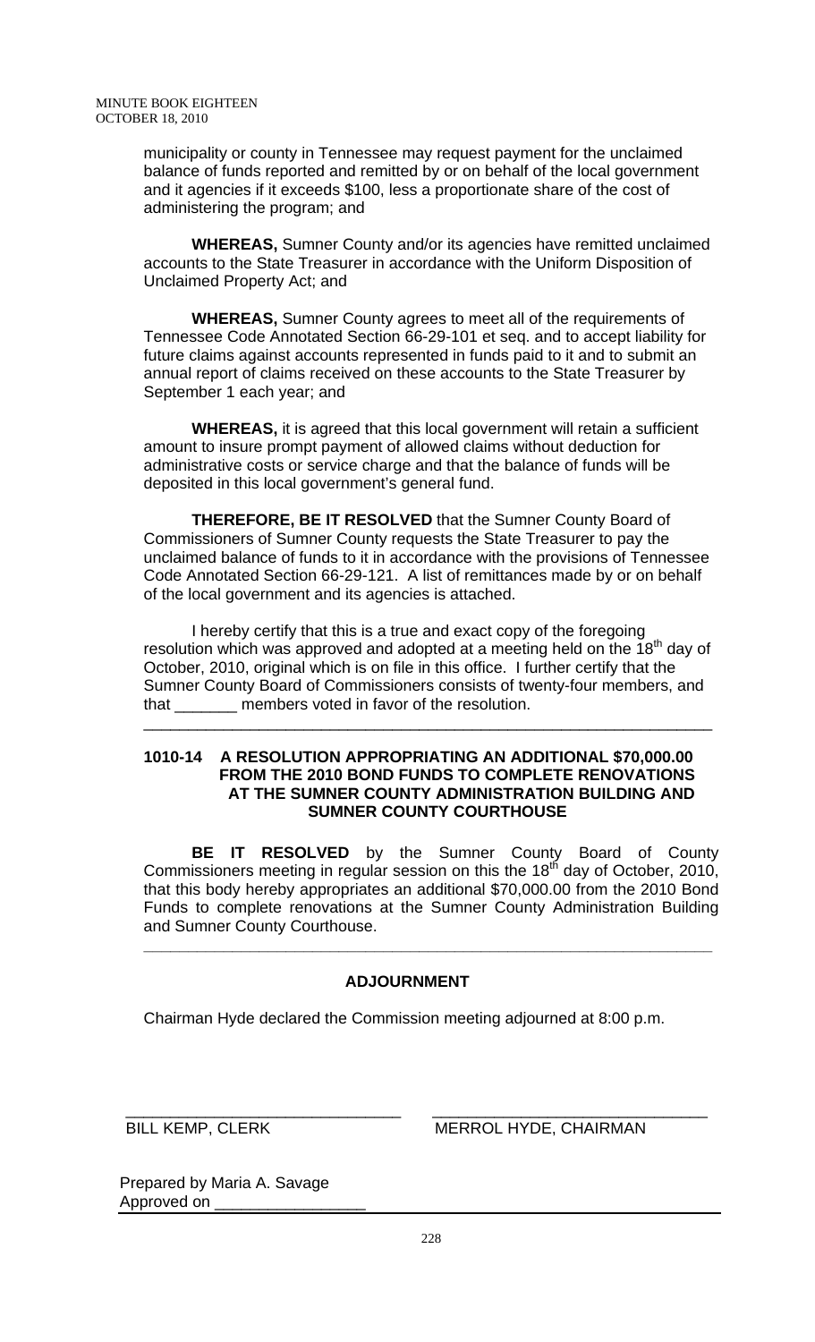municipality or county in Tennessee may request payment for the unclaimed balance of funds reported and remitted by or on behalf of the local government and it agencies if it exceeds $100, less a proportionate share of the cost of administering the program; and

**WHEREAS,** Sumner County and/or its agencies have remitted unclaimed accounts to the State Treasurer in accordance with the Uniform Disposition of Unclaimed Property Act; and

**WHEREAS,** Sumner County agrees to meet all of the requirements of Tennessee Code Annotated Section 66-29-101 et seq. and to accept liability for future claims against accounts represented in funds paid to it and to submit an annual report of claims received on these accounts to the State Treasurer by September 1 each year; and

**WHEREAS,** it is agreed that this local government will retain a sufficient amount to insure prompt payment of allowed claims without deduction for administrative costs or service charge and that the balance of funds will be deposited in this local government's general fund.

**THEREFORE, BE IT RESOLVED** that the Sumner County Board of Commissioners of Sumner County requests the State Treasurer to pay the unclaimed balance of funds to it in accordance with the provisions of Tennessee Code Annotated Section 66-29-121. A list of remittances made by or on behalf of the local government and its agencies is attached.

I hereby certify that this is a true and exact copy of the foregoing resolution which was approved and adopted at a meeting held on the 18th day of October, 2010, original which is on file in this office. I further certify that the Sumner County Board of Commissioners consists of twenty-four members, and that _______ members voted in favor of the resolution.

---

**1010-14 A RESOLUTION APPROPRIATING AN ADDITIONAL $70,000.00 FROM THE 2010 BOND FUNDS TO COMPLETE RENOVATIONS AT THE SUMNER COUNTY ADMINISTRATION BUILDING AND SUMNER COUNTY COURTHOUSE**

**BE IT RESOLVED** by the Sumner County Board of County Commissioners meeting in regular session on this the 18th day of October, 2010, that this body hereby appropriates an additional $70,000.00 from the 2010 Bond Funds to complete renovations at the Sumner County Administration Building and Sumner County Courthouse.

---

**ADJOURNMENT**

Chairman Hyde declared the Commission meeting adjourned at 8:00 p.m.

______________________________ BILL KEMP, CLERK

______________________________ MERROL HYDE, CHAIRMAN

Prepared by Maria A. Savage
Approved on ________________